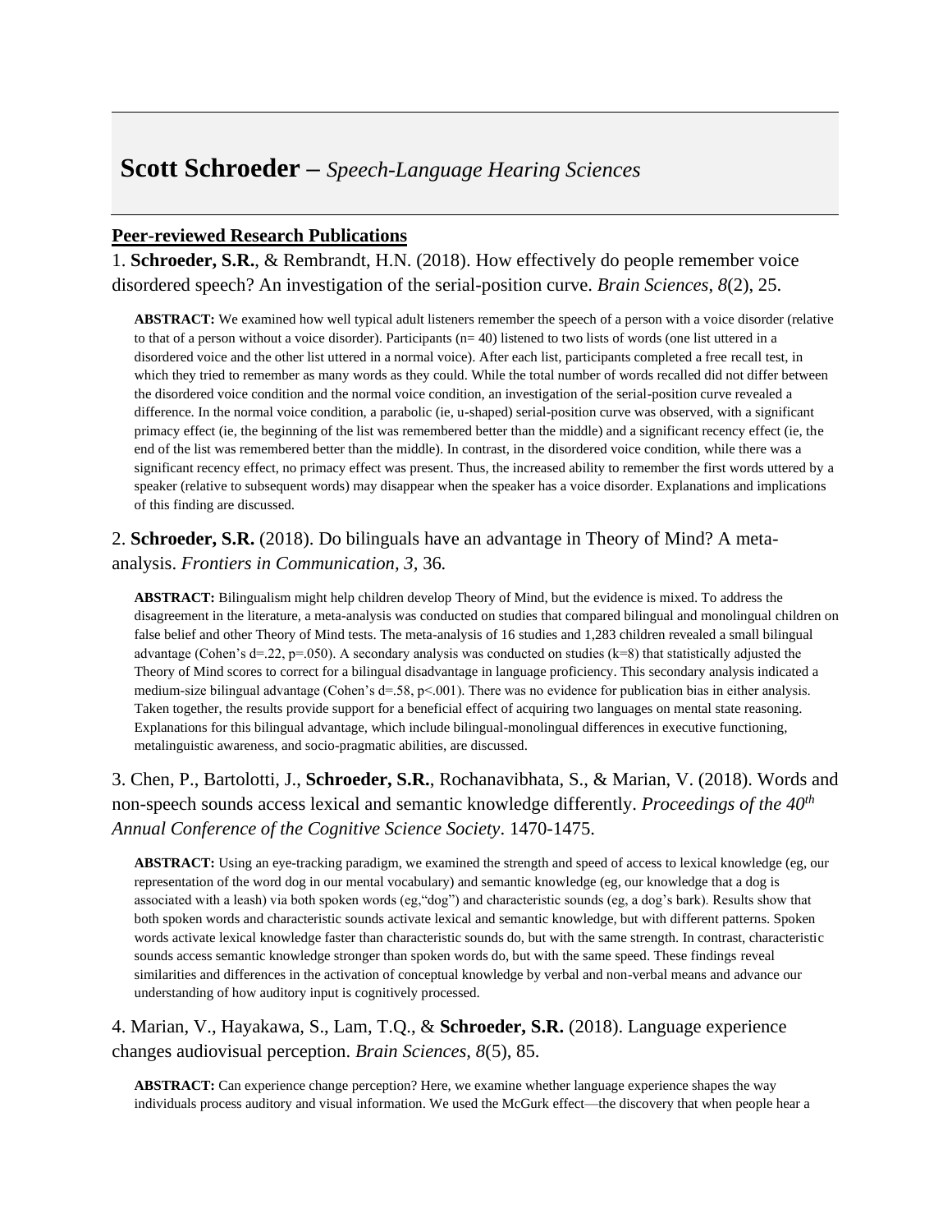# **Scott Schroeder** – *Speech-Language Hearing Sciences*

## Peer-reviewed Research Publications

1. **Schroeder, S.R.**, & Rembrandt, H.N. (2018). How effectively do people remember voice disordered speech? An investigation of the serial-position curve. *Brain Sciences*, *8*(2), 25.

> **ABSTRACT:** We examined how well typical adult listeners remember the speech of a person with a voice disorder (relative to that of a person without a voice disorder). Participants (n= 40) listened to two lists of words (one list uttered in a disordered voice and the other list uttered in a normal voice). After each list, participants completed a free recall test, in which they tried to remember as many words as they could. While the total number of words recalled did not differ between the disordered voice condition and the normal voice condition, an investigation of the serial-position curve revealed a difference. In the normal voice condition, a parabolic (ie, u-shaped) serial-position curve was observed, with a significant primacy effect (ie, the beginning of the list was remembered better than the middle) and a significant recency effect (ie, the end of the list was remembered better than the middle). In contrast, in the disordered voice condition, while there was a significant recency effect, no primacy effect was present. Thus, the increased ability to remember the first words uttered by a speaker (relative to subsequent words) may disappear when the speaker has a voice disorder. Explanations and implications of this finding are discussed.

2. **Schroeder, S.R.** (2018). Do bilinguals have an advantage in Theory of Mind? A meta-analysis. *Frontiers in Communication, 3,* 36.

> **ABSTRACT:** Bilingualism might help children develop Theory of Mind, but the evidence is mixed. To address the disagreement in the literature, a meta-analysis was conducted on studies that compared bilingual and monolingual children on false belief and other Theory of Mind tests. The meta-analysis of 16 studies and 1,283 children revealed a small bilingual advantage (Cohen's d=.22, p=.050). A secondary analysis was conducted on studies (k=8) that statistically adjusted the Theory of Mind scores to correct for a bilingual disadvantage in language proficiency. This secondary analysis indicated a medium-size bilingual advantage (Cohen's d=.58, p<.001). There was no evidence for publication bias in either analysis. Taken together, the results provide support for a beneficial effect of acquiring two languages on mental state reasoning. Explanations for this bilingual advantage, which include bilingual-monolingual differences in executive functioning, metalinguistic awareness, and socio-pragmatic abilities, are discussed.

3. Chen, P., Bartolotti, J., **Schroeder, S.R.**, Rochanavibhata, S., & Marian, V. (2018). Words and non-speech sounds access lexical and semantic knowledge differently. *Proceedings of the 40th Annual Conference of the Cognitive Science Society*. 1470-1475.

> **ABSTRACT:** Using an eye-tracking paradigm, we examined the strength and speed of access to lexical knowledge (eg, our representation of the word dog in our mental vocabulary) and semantic knowledge (eg, our knowledge that a dog is associated with a leash) via both spoken words (eg,"dog") and characteristic sounds (eg, a dog's bark). Results show that both spoken words and characteristic sounds activate lexical and semantic knowledge, but with different patterns. Spoken words activate lexical knowledge faster than characteristic sounds do, but with the same strength. In contrast, characteristic sounds access semantic knowledge stronger than spoken words do, but with the same speed. These findings reveal similarities and differences in the activation of conceptual knowledge by verbal and non-verbal means and advance our understanding of how auditory input is cognitively processed.

4. Marian, V., Hayakawa, S., Lam, T.Q., & **Schroeder, S.R.** (2018). Language experience changes audiovisual perception. *Brain Sciences, 8*(5), 85.

> **ABSTRACT:** Can experience change perception? Here, we examine whether language experience shapes the way individuals process auditory and visual information. We used the McGurk effect—the discovery that when people hear a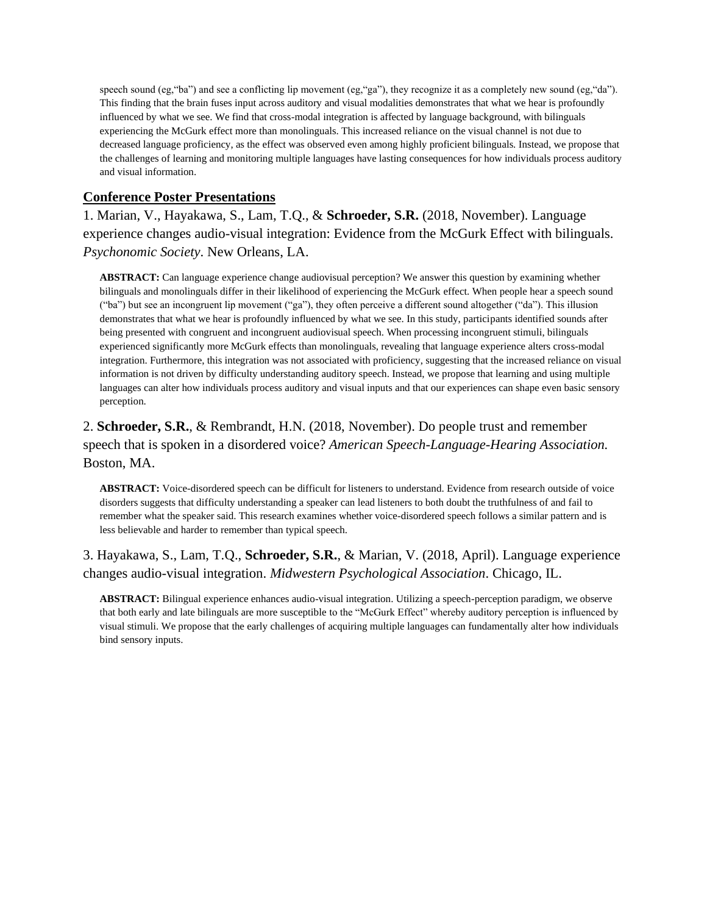speech sound (eg,"ba") and see a conflicting lip movement (eg,"ga"), they recognize it as a completely new sound (eg,"da"). This finding that the brain fuses input across auditory and visual modalities demonstrates that what we hear is profoundly influenced by what we see. We find that cross-modal integration is affected by language background, with bilinguals experiencing the McGurk effect more than monolinguals. This increased reliance on the visual channel is not due to decreased language proficiency, as the effect was observed even among highly proficient bilinguals. Instead, we propose that the challenges of learning and monitoring multiple languages have lasting consequences for how individuals process auditory and visual information.

## Conference Poster Presentations

1. Marian, V., Hayakawa, S., Lam, T.Q., & **Schroeder, S.R.** (2018, November). Language experience changes audio-visual integration: Evidence from the McGurk Effect with bilinguals. *Psychonomic Society*. New Orleans, LA.

> **ABSTRACT:** Can language experience change audiovisual perception? We answer this question by examining whether bilinguals and monolinguals differ in their likelihood of experiencing the McGurk effect. When people hear a speech sound ("ba") but see an incongruent lip movement ("ga"), they often perceive a different sound altogether ("da"). This illusion demonstrates that what we hear is profoundly influenced by what we see. In this study, participants identified sounds after being presented with congruent and incongruent audiovisual speech. When processing incongruent stimuli, bilinguals experienced significantly more McGurk effects than monolinguals, revealing that language experience alters cross-modal integration. Furthermore, this integration was not associated with proficiency, suggesting that the increased reliance on visual information is not driven by difficulty understanding auditory speech. Instead, we propose that learning and using multiple languages can alter how individuals process auditory and visual inputs and that our experiences can shape even basic sensory perception.

2. **Schroeder, S.R.**, & Rembrandt, H.N. (2018, November). Do people trust and remember speech that is spoken in a disordered voice? *American Speech-Language-Hearing Association.* Boston, MA.

> **ABSTRACT:** Voice-disordered speech can be difficult for listeners to understand. Evidence from research outside of voice disorders suggests that difficulty understanding a speaker can lead listeners to both doubt the truthfulness of and fail to remember what the speaker said. This research examines whether voice-disordered speech follows a similar pattern and is less believable and harder to remember than typical speech.

3. Hayakawa, S., Lam, T.Q., **Schroeder, S.R.**, & Marian, V. (2018, April). Language experience changes audio-visual integration. *Midwestern Psychological Association*. Chicago, IL.

> **ABSTRACT:** Bilingual experience enhances audio-visual integration. Utilizing a speech-perception paradigm, we observe that both early and late bilinguals are more susceptible to the "McGurk Effect" whereby auditory perception is influenced by visual stimuli. We propose that the early challenges of acquiring multiple languages can fundamentally alter how individuals bind sensory inputs.